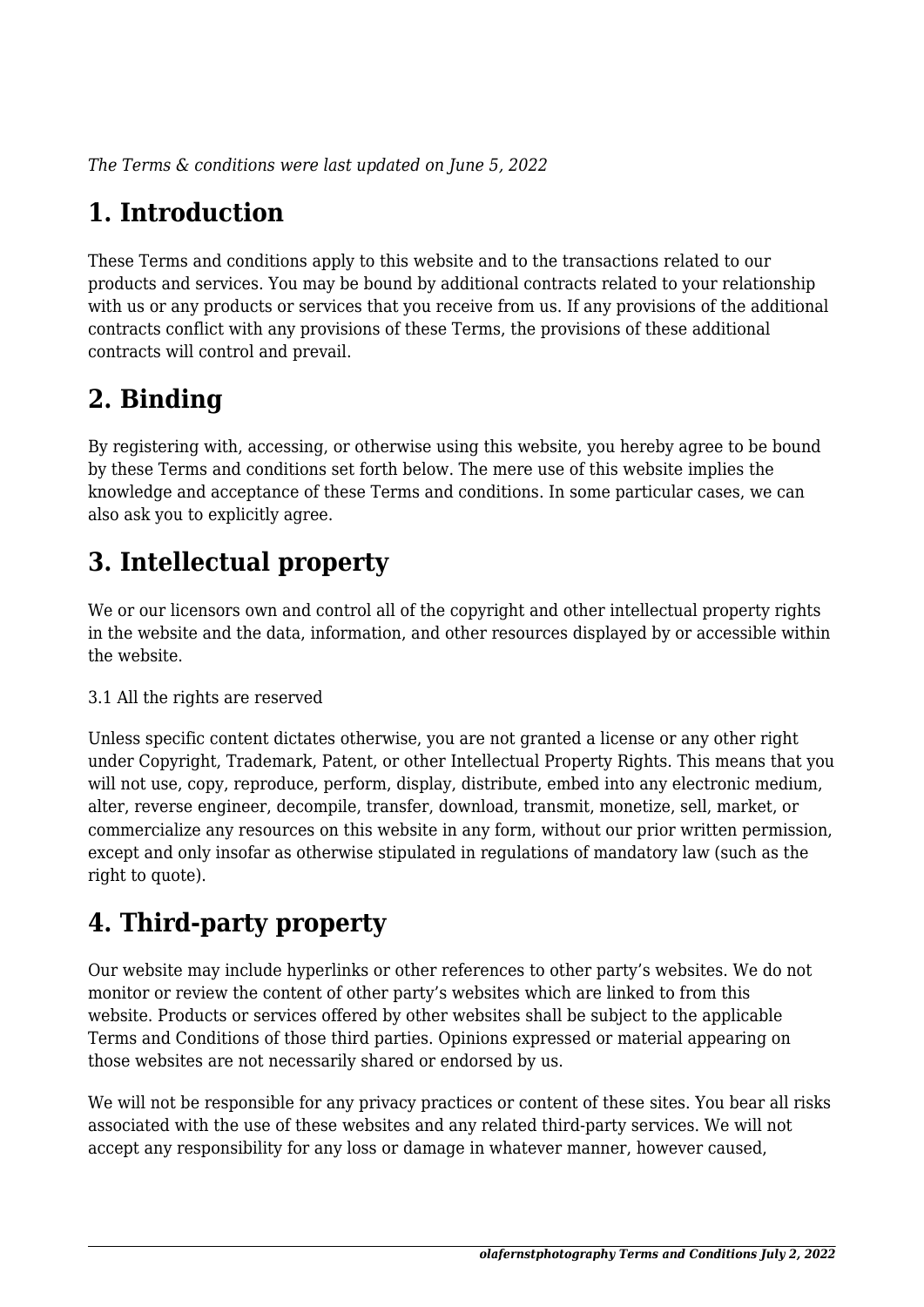*The Terms & conditions were last updated on June 5, 2022*

# 1. Introduction

These Terms and conditions apply to this website and to the transactions related to our products and services. You may be bound by additional contracts related to your relationship with us or any products or services that you receive from us. If any provisions of the additional contracts conflict with any provisions of these Terms, the provisions of these additional contracts will control and prevail.

# 2. Binding

By registering with, accessing, or otherwise using this website, you hereby agree to be bound by these Terms and conditions set forth below. The mere use of this website implies the knowledge and acceptance of these Terms and conditions. In some particular cases, we can also ask you to explicitly agree.

# 3. Intellectual property

We or our licensors own and control all of the copyright and other intellectual property rights in the website and the data, information, and other resources displayed by or accessible within the website.

3.1 All the rights are reserved

Unless specific content dictates otherwise, you are not granted a license or any other right under Copyright, Trademark, Patent, or other Intellectual Property Rights. This means that you will not use, copy, reproduce, perform, display, distribute, embed into any electronic medium, alter, reverse engineer, decompile, transfer, download, transmit, monetize, sell, market, or commercialize any resources on this website in any form, without our prior written permission, except and only insofar as otherwise stipulated in regulations of mandatory law (such as the right to quote).

# 4. Third-party property

Our website may include hyperlinks or other references to other party's websites. We do not monitor or review the content of other party's websites which are linked to from this website. Products or services offered by other websites shall be subject to the applicable Terms and Conditions of those third parties. Opinions expressed or material appearing on those websites are not necessarily shared or endorsed by us.

We will not be responsible for any privacy practices or content of these sites. You bear all risks associated with the use of these websites and any related third-party services. We will not accept any responsibility for any loss or damage in whatever manner, however caused,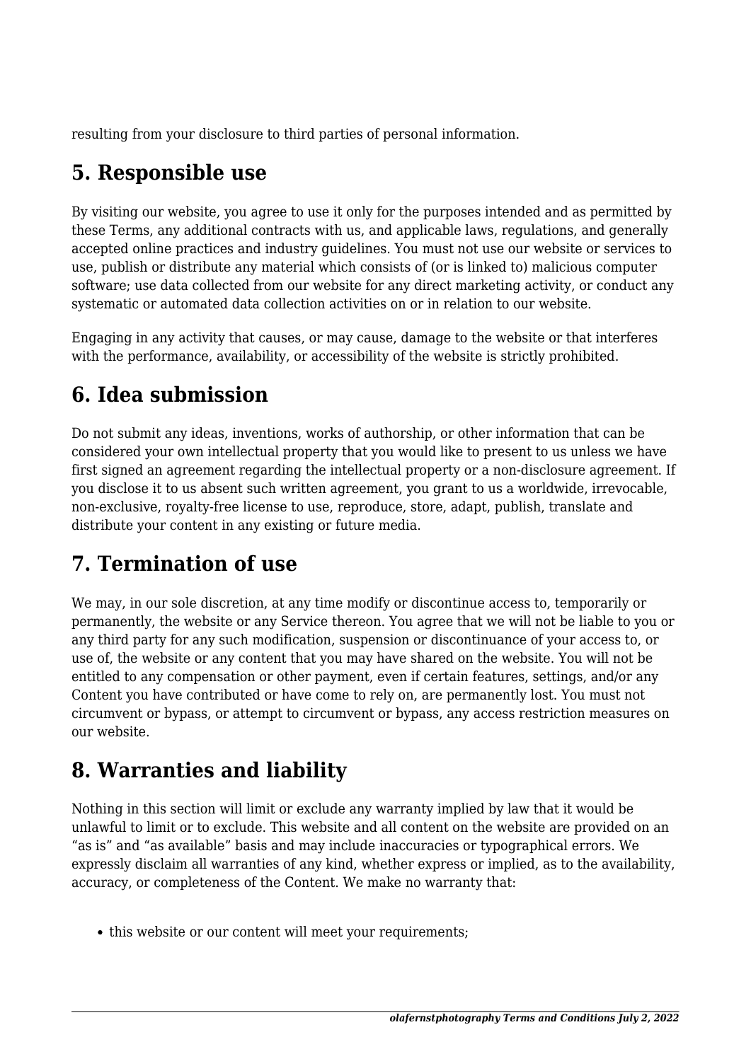resulting from your disclosure to third parties of personal information.

## 5. Responsible use

By visiting our website, you agree to use it only for the purposes intended and as permitted by these Terms, any additional contracts with us, and applicable laws, regulations, and generally accepted online practices and industry guidelines. You must not use our website or services to use, publish or distribute any material which consists of (or is linked to) malicious computer software; use data collected from our website for any direct marketing activity, or conduct any systematic or automated data collection activities on or in relation to our website.

Engaging in any activity that causes, or may cause, damage to the website or that interferes with the performance, availability, or accessibility of the website is strictly prohibited.

## 6. Idea submission

Do not submit any ideas, inventions, works of authorship, or other information that can be considered your own intellectual property that you would like to present to us unless we have first signed an agreement regarding the intellectual property or a non-disclosure agreement. If you disclose it to us absent such written agreement, you grant to us a worldwide, irrevocable, non-exclusive, royalty-free license to use, reproduce, store, adapt, publish, translate and distribute your content in any existing or future media.

## 7. Termination of use

We may, in our sole discretion, at any time modify or discontinue access to, temporarily or permanently, the website or any Service thereon. You agree that we will not be liable to you or any third party for any such modification, suspension or discontinuance of your access to, or use of, the website or any content that you may have shared on the website. You will not be entitled to any compensation or other payment, even if certain features, settings, and/or any Content you have contributed or have come to rely on, are permanently lost. You must not circumvent or bypass, or attempt to circumvent or bypass, any access restriction measures on our website.

## 8. Warranties and liability

Nothing in this section will limit or exclude any warranty implied by law that it would be unlawful to limit or to exclude. This website and all content on the website are provided on an "as is" and "as available" basis and may include inaccuracies or typographical errors. We expressly disclaim all warranties of any kind, whether express or implied, as to the availability, accuracy, or completeness of the Content. We make no warranty that:

- this website or our content will meet your requirements;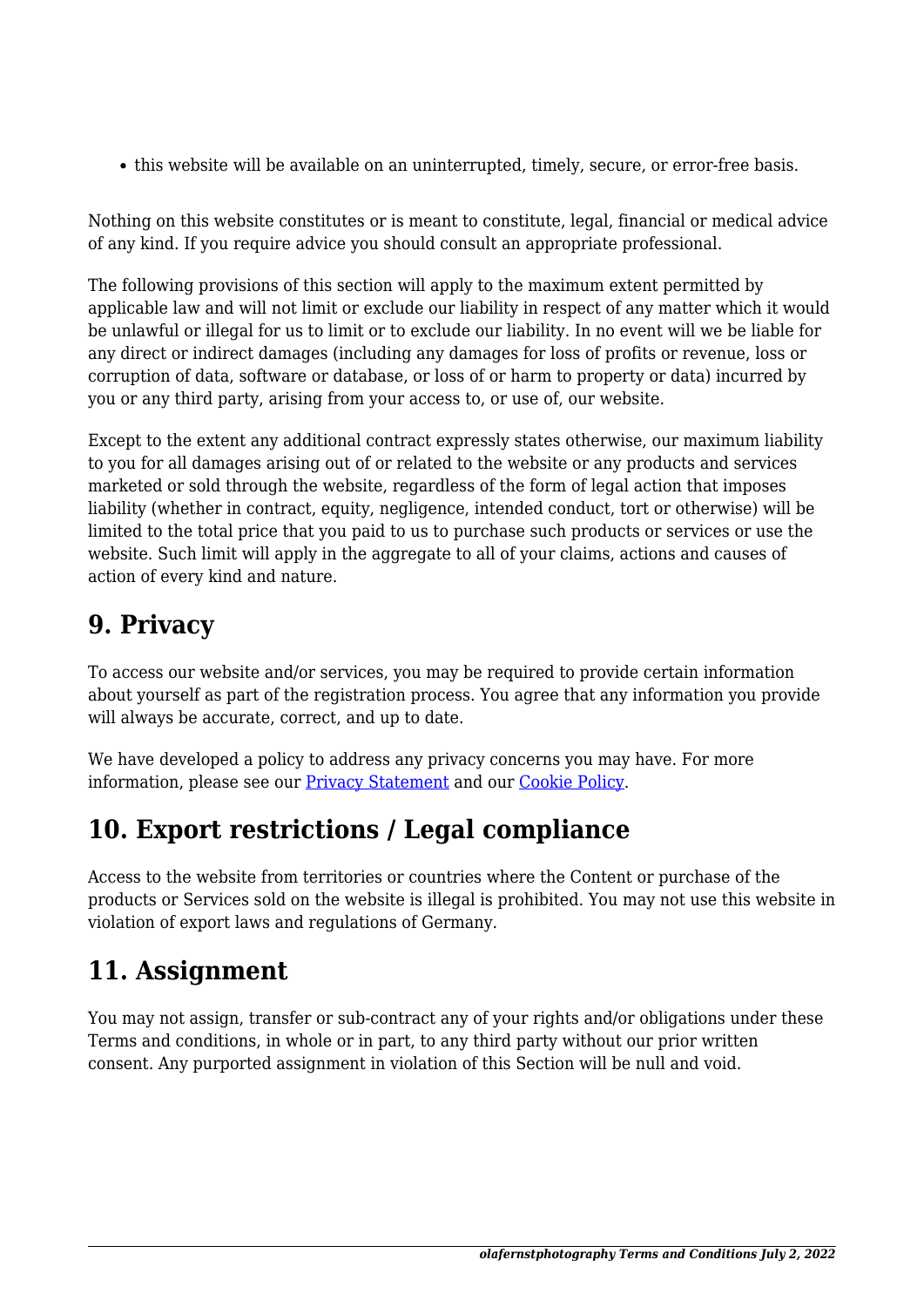- this website will be available on an uninterrupted, timely, secure, or error-free basis.

Nothing on this website constitutes or is meant to constitute, legal, financial or medical advice of any kind. If you require advice you should consult an appropriate professional.

The following provisions of this section will apply to the maximum extent permitted by applicable law and will not limit or exclude our liability in respect of any matter which it would be unlawful or illegal for us to limit or to exclude our liability. In no event will we be liable for any direct or indirect damages (including any damages for loss of profits or revenue, loss or corruption of data, software or database, or loss of or harm to property or data) incurred by you or any third party, arising from your access to, or use of, our website.

Except to the extent any additional contract expressly states otherwise, our maximum liability to you for all damages arising out of or related to the website or any products and services marketed or sold through the website, regardless of the form of legal action that imposes liability (whether in contract, equity, negligence, intended conduct, tort or otherwise) will be limited to the total price that you paid to us to purchase such products or services or use the website. Such limit will apply in the aggregate to all of your claims, actions and causes of action of every kind and nature.

## 9. Privacy

To access our website and/or services, you may be required to provide certain information about yourself as part of the registration process. You agree that any information you provide will always be accurate, correct, and up to date.

We have developed a policy to address any privacy concerns you may have. For more information, please see our [Privacy Statement] and our [Cookie Policy].

## 10. Export restrictions / Legal compliance

Access to the website from territories or countries where the Content or purchase of the products or Services sold on the website is illegal is prohibited. You may not use this website in violation of export laws and regulations of Germany.

## 11. Assignment

You may not assign, transfer or sub-contract any of your rights and/or obligations under these Terms and conditions, in whole or in part, to any third party without our prior written consent. Any purported assignment in violation of this Section will be null and void.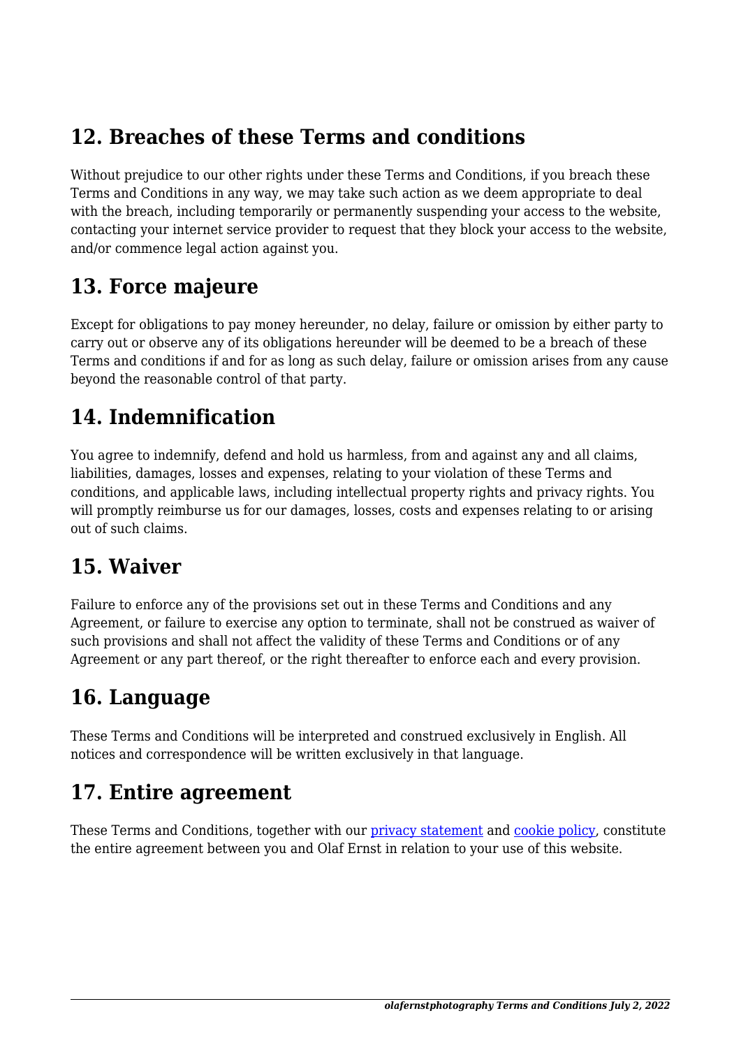## 12. Breaches of these Terms and conditions

Without prejudice to our other rights under these Terms and Conditions, if you breach these Terms and Conditions in any way, we may take such action as we deem appropriate to deal with the breach, including temporarily or permanently suspending your access to the website, contacting your internet service provider to request that they block your access to the website, and/or commence legal action against you.

## 13. Force majeure

Except for obligations to pay money hereunder, no delay, failure or omission by either party to carry out or observe any of its obligations hereunder will be deemed to be a breach of these Terms and conditions if and for as long as such delay, failure or omission arises from any cause beyond the reasonable control of that party.

## 14. Indemnification

You agree to indemnify, defend and hold us harmless, from and against any and all claims, liabilities, damages, losses and expenses, relating to your violation of these Terms and conditions, and applicable laws, including intellectual property rights and privacy rights. You will promptly reimburse us for our damages, losses, costs and expenses relating to or arising out of such claims.

## 15. Waiver

Failure to enforce any of the provisions set out in these Terms and Conditions and any Agreement, or failure to exercise any option to terminate, shall not be construed as waiver of such provisions and shall not affect the validity of these Terms and Conditions or of any Agreement or any part thereof, or the right thereafter to enforce each and every provision.

## 16. Language

These Terms and Conditions will be interpreted and construed exclusively in English. All notices and correspondence will be written exclusively in that language.

## 17. Entire agreement

These Terms and Conditions, together with our privacy statement and cookie policy, constitute the entire agreement between you and Olaf Ernst in relation to your use of this website.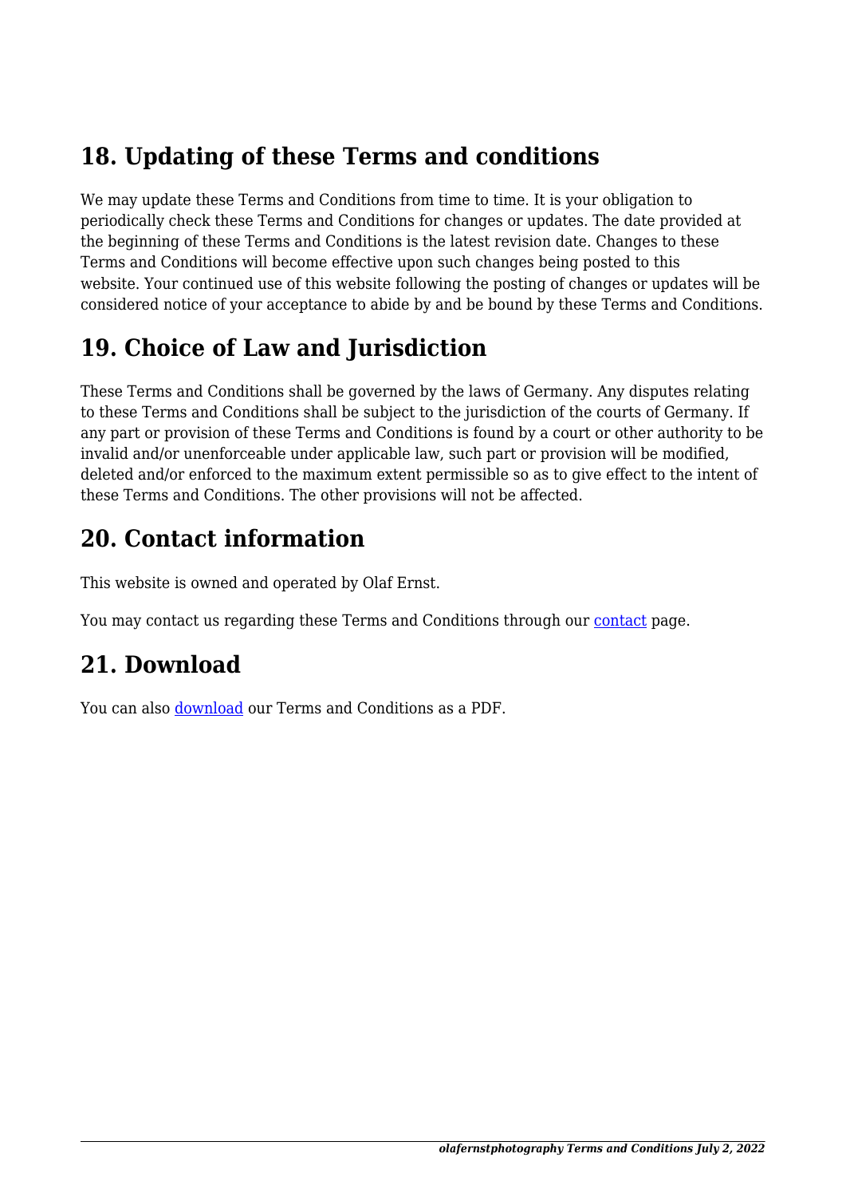## 18. Updating of these Terms and conditions

We may update these Terms and Conditions from time to time. It is your obligation to periodically check these Terms and Conditions for changes or updates. The date provided at the beginning of these Terms and Conditions is the latest revision date. Changes to these Terms and Conditions will become effective upon such changes being posted to this website. Your continued use of this website following the posting of changes or updates will be considered notice of your acceptance to abide by and be bound by these Terms and Conditions.

## 19. Choice of Law and Jurisdiction

These Terms and Conditions shall be governed by the laws of Germany. Any disputes relating to these Terms and Conditions shall be subject to the jurisdiction of the courts of Germany. If any part or provision of these Terms and Conditions is found by a court or other authority to be invalid and/or unenforceable under applicable law, such part or provision will be modified, deleted and/or enforced to the maximum extent permissible so as to give effect to the intent of these Terms and Conditions. The other provisions will not be affected.

## 20. Contact information

This website is owned and operated by Olaf Ernst.

You may contact us regarding these Terms and Conditions through our contact page.

## 21. Download

You can also download our Terms and Conditions as a PDF.